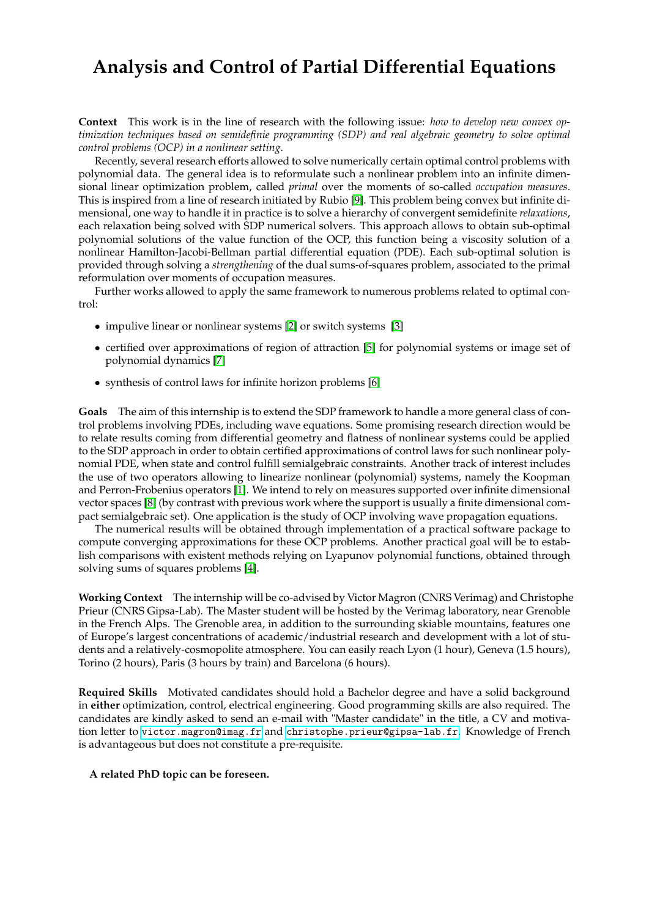# Analysis and Control of Partial Differential Equations

**Context** This work is in the line of research with the following issue: *how to develop new convex optimization techniques based on semidefinie programming (SDP) and real algebraic geometry to solve optimal control problems (OCP) in a nonlinear setting*.

Recently, several research efforts allowed to solve numerically certain optimal control problems with polynomial data. The general idea is to reformulate such a nonlinear problem into an infinite dimensional linear optimization problem, called *primal* over the moments of so-called *occupation measures*. This is inspired from a line of research initiated by Rubio [9]. This problem being convex but infinite dimensional, one way to handle it in practice is to solve a hierarchy of convergent semidefinite *relaxations*, each relaxation being solved with SDP numerical solvers. This approach allows to obtain sub-optimal polynomial solutions of the value function of the OCP, this function being a viscosity solution of a nonlinear Hamilton-Jacobi-Bellman partial differential equation (PDE). Each sub-optimal solution is provided through solving a *strengthening* of the dual sums-of-squares problem, associated to the primal reformulation over moments of occupation measures.

Further works allowed to apply the same framework to numerous problems related to optimal control:

- impulive linear or nonlinear systems [2] or switch systems [3]
- certified over approximations of region of attraction [5] for polynomial systems or image set of polynomial dynamics [7]
- synthesis of control laws for infinite horizon problems [6]

**Goals** The aim of this internship is to extend the SDP framework to handle a more general class of control problems involving PDEs, including wave equations. Some promising research direction would be to relate results coming from differential geometry and flatness of nonlinear systems could be applied to the SDP approach in order to obtain certified approximations of control laws for such nonlinear polynomial PDE, when state and control fulfill semialgebraic constraints. Another track of interest includes the use of two operators allowing to linearize nonlinear (polynomial) systems, namely the Koopman and Perron-Frobenius operators [1]. We intend to rely on measures supported over infinite dimensional vector spaces [8] (by contrast with previous work where the support is usually a finite dimensional compact semialgebraic set). One application is the study of OCP involving wave propagation equations.

The numerical results will be obtained through implementation of a practical software package to compute converging approximations for these OCP problems. Another practical goal will be to establish comparisons with existent methods relying on Lyapunov polynomial functions, obtained through solving sums of squares problems [4].

**Working Context** The internship will be co-advised by Victor Magron (CNRS Verimag) and Christophe Prieur (CNRS Gipsa-Lab). The Master student will be hosted by the Verimag laboratory, near Grenoble in the French Alps. The Grenoble area, in addition to the surrounding skiable mountains, features one of Europe's largest concentrations of academic/industrial research and development with a lot of students and a relatively-cosmopolite atmosphere. You can easily reach Lyon (1 hour), Geneva (1.5 hours), Torino (2 hours), Paris (3 hours by train) and Barcelona (6 hours).

**Required Skills** Motivated candidates should hold a Bachelor degree and have a solid background in **either** optimization, control, electrical engineering. Good programming skills are also required. The candidates are kindly asked to send an e-mail with "Master candidate" in the title, a CV and motivation letter to `victor.magron@imag.fr` and `christophe.prieur@gipsa-lab.fr`. Knowledge of French is advantageous but does not constitute a pre-requisite.

**A related PhD topic can be foreseen.**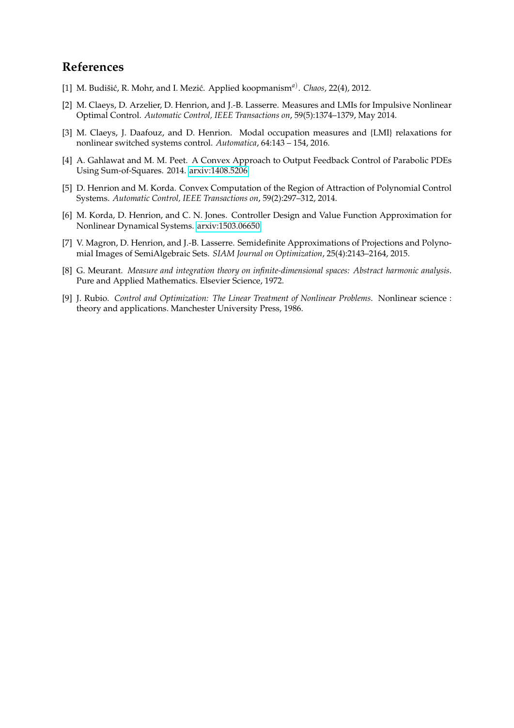## References

[1] M. Budišić, R. Mohr, and I. Mezić. Applied koopmanism[a]. *Chaos*, 22(4), 2012.

[2] M. Claeys, D. Arzelier, D. Henrion, and J.-B. Lasserre. Measures and LMIs for Impulsive Nonlinear Optimal Control. *Automatic Control, IEEE Transactions on*, 59(5):1374–1379, May 2014.

[3] M. Claeys, J. Daafouz, and D. Henrion. Modal occupation measures and {LMI} relaxations for nonlinear switched systems control. *Automatica*, 64:143 – 154, 2016.

[4] A. Gahlawat and M. M. Peet. A Convex Approach to Output Feedback Control of Parabolic PDEs Using Sum-of-Squares. 2014. arxiv:1408.5206

[5] D. Henrion and M. Korda. Convex Computation of the Region of Attraction of Polynomial Control Systems. *Automatic Control, IEEE Transactions on*, 59(2):297–312, 2014.

[6] M. Korda, D. Henrion, and C. N. Jones. Controller Design and Value Function Approximation for Nonlinear Dynamical Systems. arxiv:1503.06650

[7] V. Magron, D. Henrion, and J.-B. Lasserre. Semidefinite Approximations of Projections and Polynomial Images of SemiAlgebraic Sets. *SIAM Journal on Optimization*, 25(4):2143–2164, 2015.

[8] G. Meurant. *Measure and integration theory on infinite-dimensional spaces: Abstract harmonic analysis*. Pure and Applied Mathematics. Elsevier Science, 1972.

[9] J. Rubio. *Control and Optimization: The Linear Treatment of Nonlinear Problems*. Nonlinear science : theory and applications. Manchester University Press, 1986.